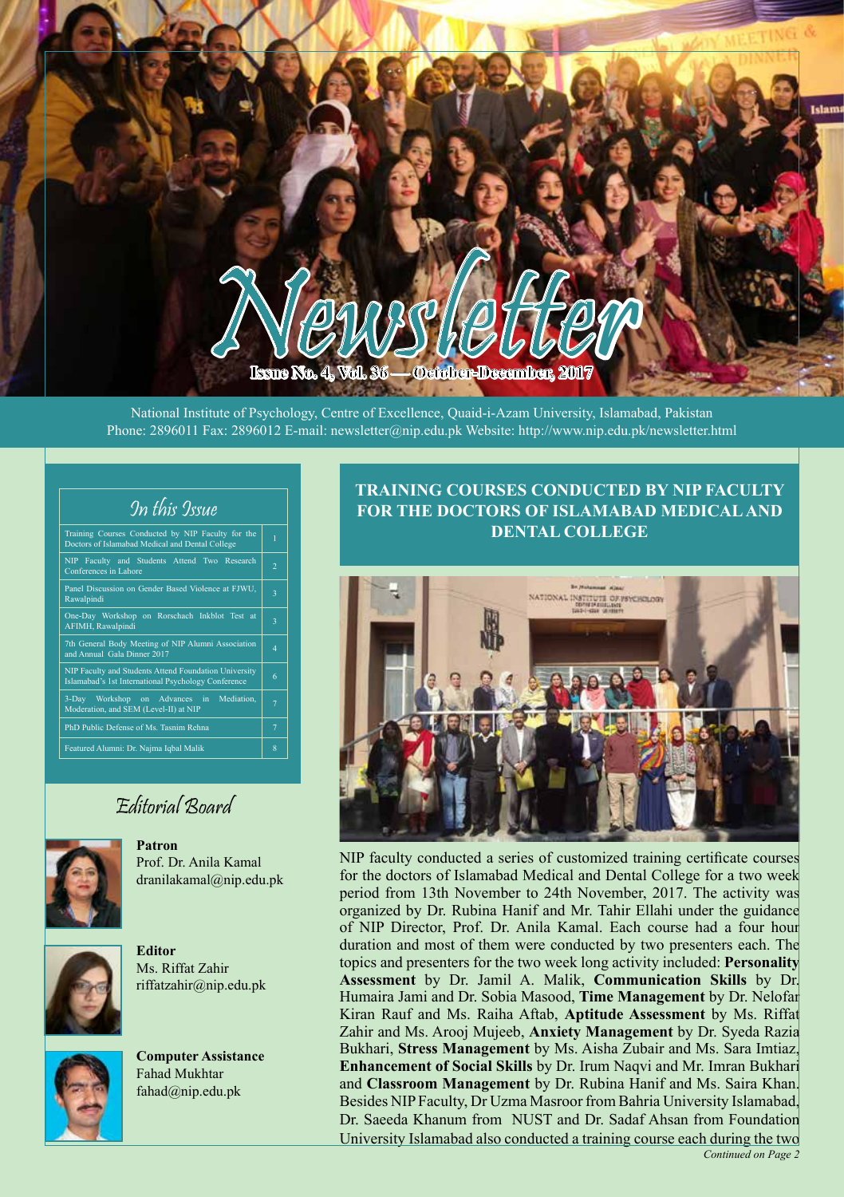# Newsletter

Issue No. 4, Vol. 36 — October-December, 2017

National Institute of Psychology, Centre of Excellence, Quaid-i-Azam University, Islamabad, Pakistan
Phone: 2896011 Fax: 2896012 E-mail: newsletter@nip.edu.pk Website: http://www.nip.edu.pk/newsletter.html

## In this Issue

| | |
|---|---|
| Training Courses Conducted by NIP Faculty for the Doctors of Islamabad Medical and Dental College | 1 |
| NIP Faculty and Students Attend Two Research Conferences in Lahore | 2 |
| Panel Discussion on Gender Based Violence at FJWU, Rawalpindi | 3 |
| One-Day Workshop on Rorschach Inkblot Test at AFIMH, Rawalpindi | 3 |
| 7th General Body Meeting of NIP Alumni Association and Annual Gala Dinner 2017 | 4 |
| NIP Faculty and Students Attend Foundation University Islamabad's 1st International Psychology Conference | 6 |
| 3-Day Workshop on Advances in Mediation, Moderation, and SEM (Level-II) at NIP | 7 |
| PhD Public Defense of Ms. Tasnim Rehna | 7 |
| Featured Alumni: Dr. Najma Iqbal Malik | 8 |

## Editorial Board

**Patron**
Prof. Dr. Anila Kamal
dranilakamal@nip.edu.pk

**Editor**
Ms. Riffat Zahir
riffatzahir@nip.edu.pk

**Computer Assistance**
Fahad Mukhtar
fahad@nip.edu.pk

## TRAINING COURSES CONDUCTED BY NIP FACULTY FOR THE DOCTORS OF ISLAMABAD MEDICAL AND DENTAL COLLEGE

NIP faculty conducted a series of customized training certificate courses for the doctors of Islamabad Medical and Dental College for a two week period from 13th November to 24th November, 2017. The activity was organized by Dr. Rubina Hanif and Mr. Tahir Ellahi under the guidance of NIP Director, Prof. Dr. Anila Kamal. Each course had a four hour duration and most of them were conducted by two presenters each. The topics and presenters for the two week long activity included: **Personality Assessment** by Dr. Jamil A. Malik, **Communication Skills** by Dr. Humaira Jami and Dr. Sobia Masood, **Time Management** by Dr. Nelofar Kiran Rauf and Ms. Raiha Aftab, **Aptitude Assessment** by Ms. Riffat Zahir and Ms. Arooj Mujeeb, **Anxiety Management** by Dr. Syeda Razia Bukhari, **Stress Management** by Ms. Aisha Zubair and Ms. Sara Imtiaz, **Enhancement of Social Skills** by Dr. Irum Naqvi and Mr. Imran Bukhari and **Classroom Management** by Dr. Rubina Hanif and Ms. Saira Khan. Besides NIP Faculty, Dr Uzma Masroor from Bahria University Islamabad, Dr. Saeeda Khanum from NUST and Dr. Sadaf Ahsan from Foundation University Islamabad also conducted a training course each during the two

*Continued on Page 2*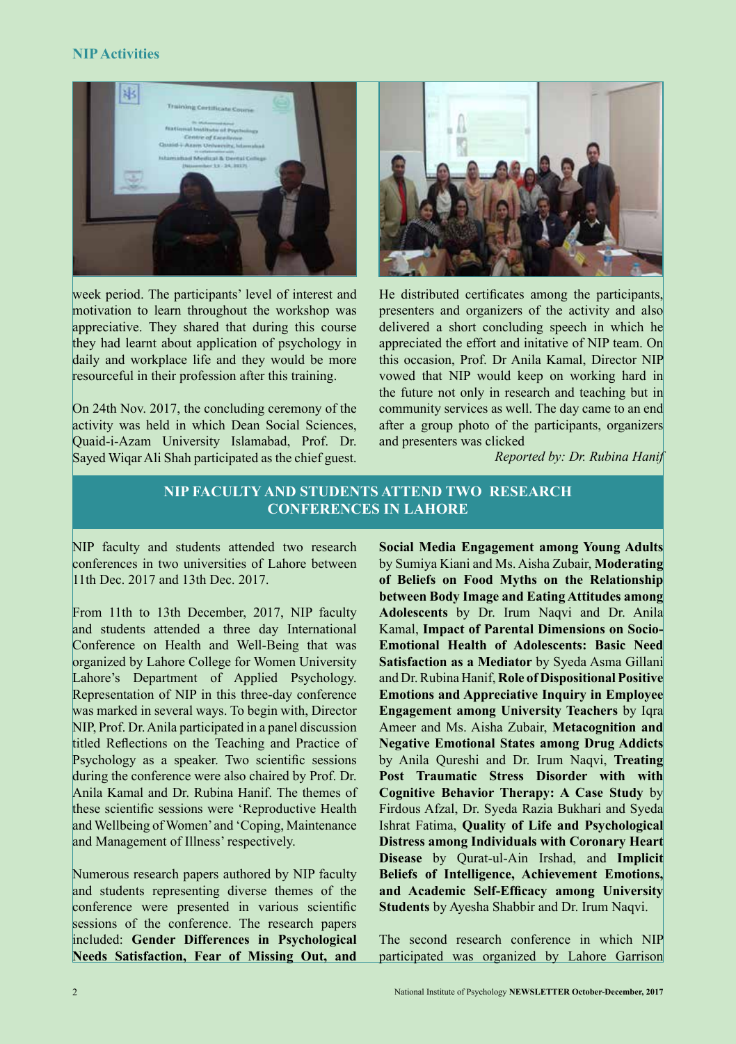week period. The participants' level of interest and motivation to learn throughout the workshop was appreciative. They shared that during this course they had learnt about application of psychology in daily and workplace life and they would be more resourceful in their profession after this training.

On 24th Nov. 2017, the concluding ceremony of the activity was held in which Dean Social Sciences, Quaid-i-Azam University Islamabad, Prof. Dr. Sayed Wiqar Ali Shah participated as the chief guest. He distributed certificates among the participants, presenters and organizers of the activity and also delivered a short concluding speech in which he appreciated the effort and initative of NIP team. On this occasion, Prof. Dr Anila Kamal, Director NIP vowed that NIP would keep on working hard in the future not only in research and teaching but in community services as well. The day came to an end after a group photo of the participants, organizers and presenters was clicked

*Reported by: Dr. Rubina Hanif*

## NIP FACULTY AND STUDENTS ATTEND TWO RESEARCH CONFERENCES IN LAHORE

NIP faculty and students attended two research conferences in two universities of Lahore between 11th Dec. 2017 and 13th Dec. 2017.

From 11th to 13th December, 2017, NIP faculty and students attended a three day International Conference on Health and Well-Being that was organized by Lahore College for Women University Lahore's Department of Applied Psychology. Representation of NIP in this three-day conference was marked in several ways. To begin with, Director NIP, Prof. Dr. Anila participated in a panel discussion titled Reflections on the Teaching and Practice of Psychology as a speaker. Two scientific sessions during the conference were also chaired by Prof. Dr. Anila Kamal and Dr. Rubina Hanif. The themes of these scientific sessions were 'Reproductive Health and Wellbeing of Women' and 'Coping, Maintenance and Management of Illness' respectively.

Numerous research papers authored by NIP faculty and students representing diverse themes of the conference were presented in various scientific sessions of the conference. The research papers included: **Gender Differences in Psychological Needs Satisfaction, Fear of Missing Out, and Social Media Engagement among Young Adults** by Sumiya Kiani and Ms. Aisha Zubair, **Moderating of Beliefs on Food Myths on the Relationship between Body Image and Eating Attitudes among Adolescents** by Dr. Irum Naqvi and Dr. Anila Kamal, **Impact of Parental Dimensions on Socio-Emotional Health of Adolescents: Basic Need Satisfaction as a Mediator** by Syeda Asma Gillani and Dr. Rubina Hanif, **Role of Dispositional Positive Emotions and Appreciative Inquiry in Employee Engagement among University Teachers** by Iqra Ameer and Ms. Aisha Zubair, **Metacognition and Negative Emotional States among Drug Addicts** by Anila Qureshi and Dr. Irum Naqvi, **Treating Post Traumatic Stress Disorder with with Cognitive Behavior Therapy: A Case Study** by Firdous Afzal, Dr. Syeda Razia Bukhari and Syeda Ishrat Fatima, **Quality of Life and Psychological Distress among Individuals with Coronary Heart Disease** by Qurat-ul-Ain Irshad, and **Implicit Beliefs of Intelligence, Achievement Emotions, and Academic Self-Efficacy among University Students** by Ayesha Shabbir and Dr. Irum Naqvi.

The second research conference in which NIP participated was organized by Lahore Garrison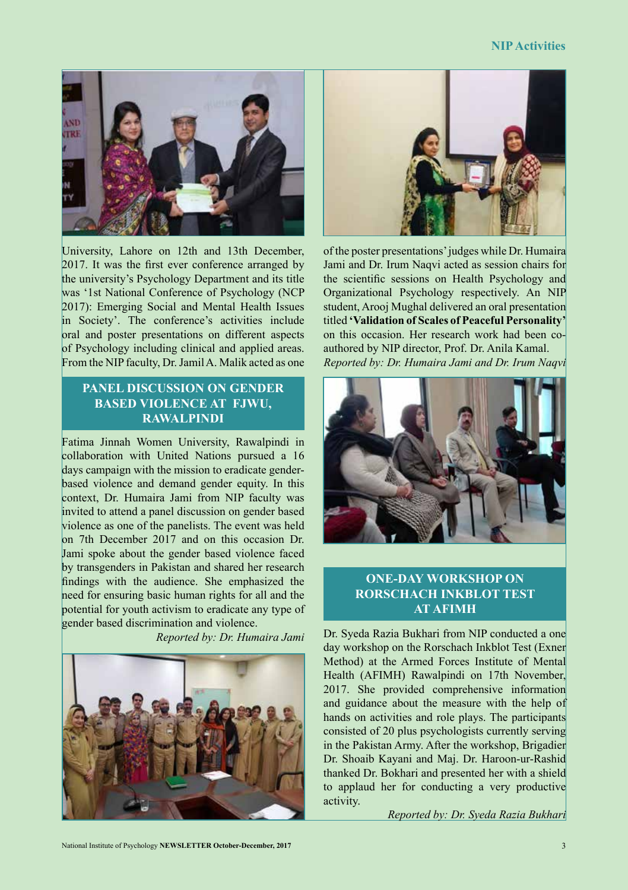University, Lahore on 12th and 13th December, 2017. It was the first ever conference arranged by the university's Psychology Department and its title was '1st National Conference of Psychology (NCP 2017): Emerging Social and Mental Health Issues in Society'. The conference's activities include oral and poster presentations on different aspects of Psychology including clinical and applied areas. From the NIP faculty, Dr. Jamil A. Malik acted as one of the poster presentations' judges while Dr. Humaira Jami and Dr. Irum Naqvi acted as session chairs for the scientific sessions on Health Psychology and Organizational Psychology respectively. An NIP student, Arooj Mughal delivered an oral presentation titled **'Validation of Scales of Peaceful Personality'** on this occasion. Her research work had been co-authored by NIP director, Prof. Dr. Anila Kamal.

*Reported by: Dr. Humaira Jami and Dr. Irum Naqvi*

## PANEL DISCUSSION ON GENDER BASED VIOLENCE AT FJWU, RAWALPINDI

Fatima Jinnah Women University, Rawalpindi in collaboration with United Nations pursued a 16 days campaign with the mission to eradicate gender-based violence and demand gender equity. In this context, Dr. Humaira Jami from NIP faculty was invited to attend a panel discussion on gender based violence as one of the panelists. The event was held on 7th December 2017 and on this occasion Dr. Jami spoke about the gender based violence faced by transgenders in Pakistan and shared her research findings with the audience. She emphasized the need for ensuring basic human rights for all and the potential for youth activism to eradicate any type of gender based discrimination and violence.

*Reported by: Dr. Humaira Jami*

## ONE-DAY WORKSHOP ON RORSCHACH INKBLOT TEST AT AFIMH

Dr. Syeda Razia Bukhari from NIP conducted a one day workshop on the Rorschach Inkblot Test (Exner Method) at the Armed Forces Institute of Mental Health (AFIMH) Rawalpindi on 17th November, 2017. She provided comprehensive information and guidance about the measure with the help of hands on activities and role plays. The participants consisted of 20 plus psychologists currently serving in the Pakistan Army. After the workshop, Brigadier Dr. Shoaib Kayani and Maj. Dr. Haroon-ur-Rashid thanked Dr. Bokhari and presented her with a shield to applaud her for conducting a very productive activity.

*Reported by: Dr. Syeda Razia Bukhari*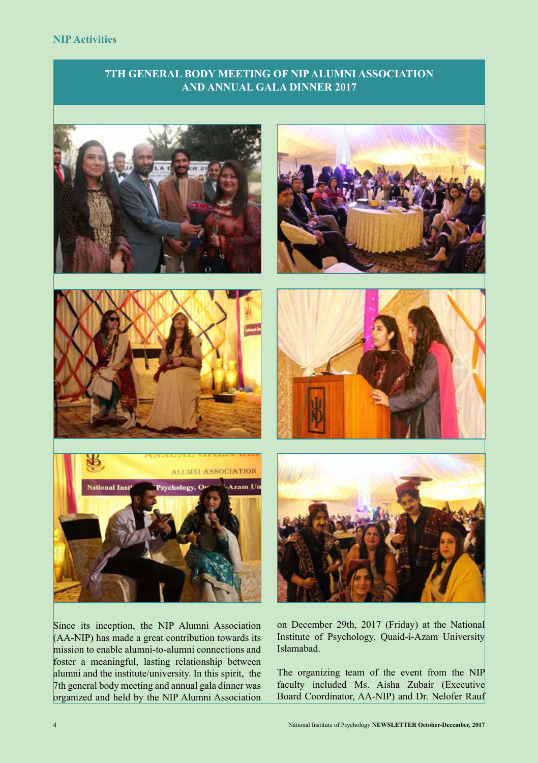## NIP Activities

# 7TH GENERAL BODY MEETING OF NIP ALUMNI ASSOCIATION AND ANNUAL GALA DINNER 2017

Since its inception, the NIP Alumni Association (AA-NIP) has made a great contribution towards its mission to enable alumni-to-alumni connections and foster a meaningful, lasting relationship between alumni and the institute/university. In this spirit, the 7th general body meeting and annual gala dinner was organized and held by the NIP Alumni Association on December 29th, 2017 (Friday) at the National Institute of Psychology, Quaid-i-Azam University Islamabad.

The organizing team of the event from the NIP faculty included Ms. Aisha Zubair (Executive Board Coordinator, AA-NIP) and Dr. Nelofer Rauf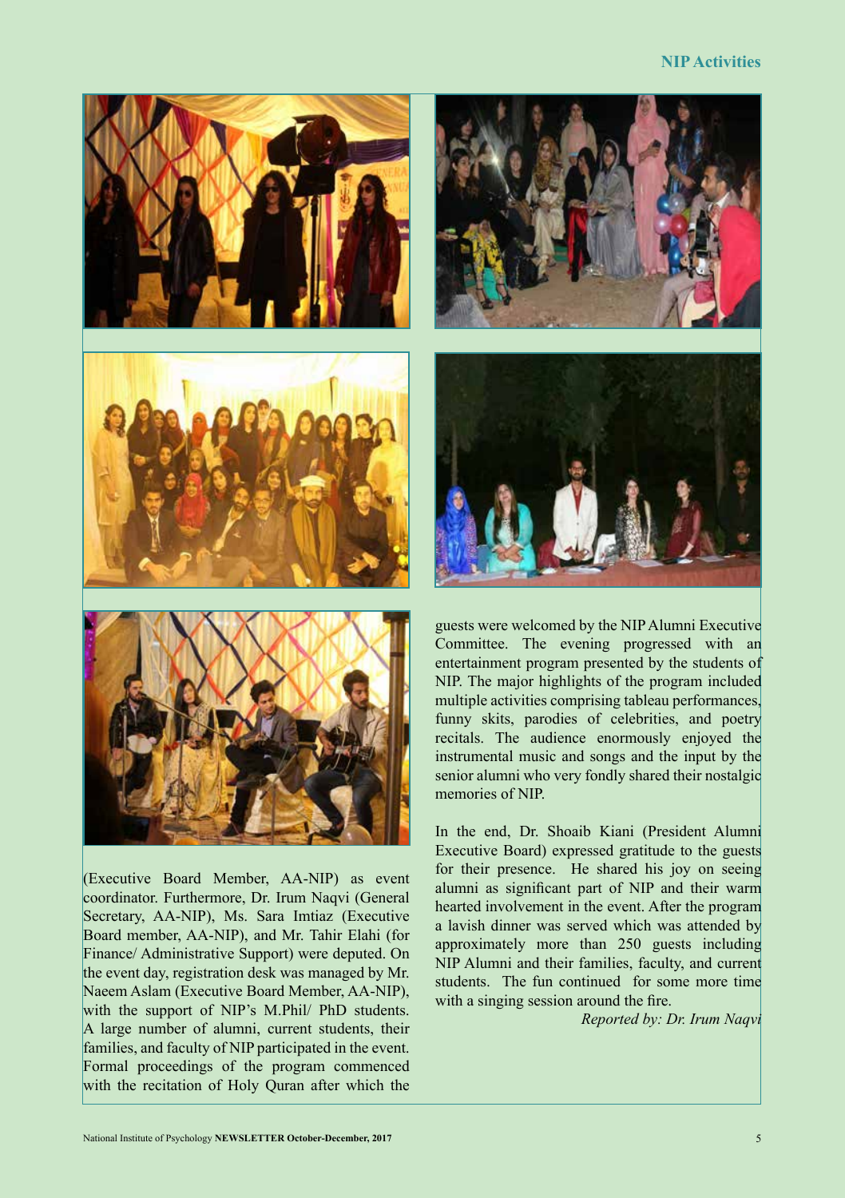(Executive Board Member, AA-NIP) as event coordinator. Furthermore, Dr. Irum Naqvi (General Secretary, AA-NIP), Ms. Sara Imtiaz (Executive Board member, AA-NIP), and Mr. Tahir Elahi (for Finance/ Administrative Support) were deputed. On the event day, registration desk was managed by Mr. Naeem Aslam (Executive Board Member, AA-NIP), with the support of NIP's M.Phil/ PhD students. A large number of alumni, current students, their families, and faculty of NIP participated in the event. Formal proceedings of the program commenced with the recitation of Holy Quran after which the guests were welcomed by the NIP Alumni Executive Committee. The evening progressed with an entertainment program presented by the students of NIP. The major highlights of the program included multiple activities comprising tableau performances, funny skits, parodies of celebrities, and poetry recitals. The audience enormously enjoyed the instrumental music and songs and the input by the senior alumni who very fondly shared their nostalgic memories of NIP.

In the end, Dr. Shoaib Kiani (President Alumni Executive Board) expressed gratitude to the guests for their presence. He shared his joy on seeing alumni as significant part of NIP and their warm hearted involvement in the event. After the program a lavish dinner was served which was attended by approximately more than 250 guests including NIP Alumni and their families, faculty, and current students. The fun continued for some more time with a singing session around the fire.

*Reported by: Dr. Irum Naqvi*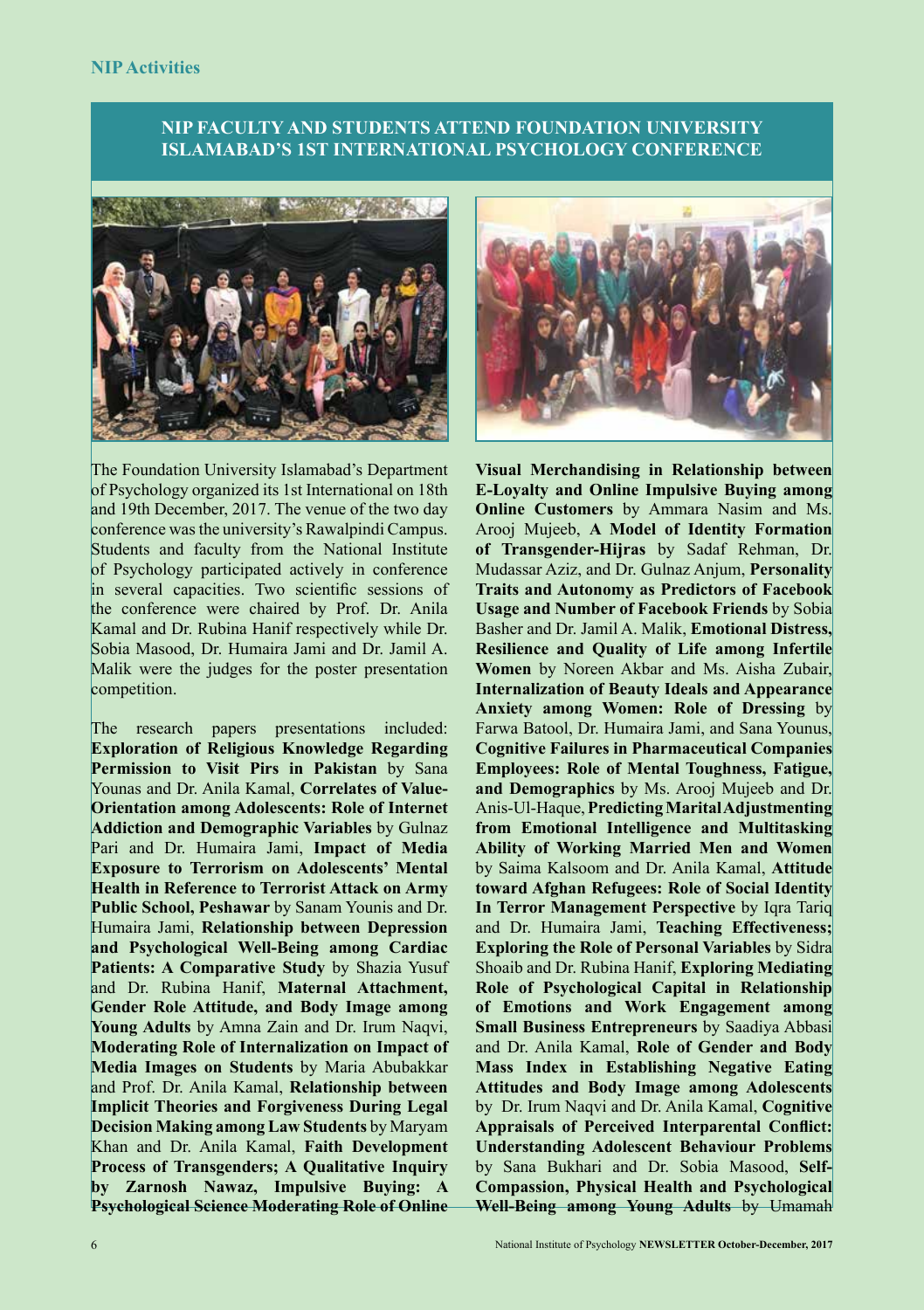## NIP FACULTY AND STUDENTS ATTEND FOUNDATION UNIVERSITY ISLAMABAD'S 1ST INTERNATIONAL PSYCHOLOGY CONFERENCE

The Foundation University Islamabad's Department of Psychology organized its 1st International on 18th and 19th December, 2017. The venue of the two day conference was the university's Rawalpindi Campus. Students and faculty from the National Institute of Psychology participated actively in conference in several capacities. Two scientific sessions of the conference were chaired by Prof. Dr. Anila Kamal and Dr. Rubina Hanif respectively while Dr. Sobia Masood, Dr. Humaira Jami and Dr. Jamil A. Malik were the judges for the poster presentation competition.

The research papers presentations included: **Exploration of Religious Knowledge Regarding Permission to Visit Pirs in Pakistan** by Sana Younas and Dr. Anila Kamal, **Correlates of Value-Orientation among Adolescents: Role of Internet Addiction and Demographic Variables** by Gulnaz Pari and Dr. Humaira Jami, **Impact of Media Exposure to Terrorism on Adolescents' Mental Health in Reference to Terrorist Attack on Army Public School, Peshawar** by Sanam Younis and Dr. Humaira Jami, **Relationship between Depression and Psychological Well-Being among Cardiac Patients: A Comparative Study** by Shazia Yusuf and Dr. Rubina Hanif, **Maternal Attachment, Gender Role Attitude, and Body Image among Young Adults** by Amna Zain and Dr. Irum Naqvi, **Moderating Role of Internalization on Impact of Media Images on Students** by Maria Abubakkar and Prof. Dr. Anila Kamal, **Relationship between Implicit Theories and Forgiveness During Legal Decision Making among Law Students** by Maryam Khan and Dr. Anila Kamal, **Faith Development Process of Transgenders; A Qualitative Inquiry by Zarnosh Nawaz, Impulsive Buying: A Psychological Science Moderating Role of Online Visual Merchandising in Relationship between E-Loyalty and Online Impulsive Buying among Online Customers** by Ammara Nasim and Ms. Arooj Mujeeb, **A Model of Identity Formation of Transgender-Hijras** by Sadaf Rehman, Dr. Mudassar Aziz, and Dr. Gulnaz Anjum, **Personality Traits and Autonomy as Predictors of Facebook Usage and Number of Facebook Friends** by Sobia Basher and Dr. Jamil A. Malik, **Emotional Distress, Resilience and Quality of Life among Infertile Women** by Noreen Akbar and Ms. Aisha Zubair, **Internalization of Beauty Ideals and Appearance Anxiety among Women: Role of Dressing** by Farwa Batool, Dr. Humaira Jami, and Sana Younus, **Cognitive Failures in Pharmaceutical Companies Employees: Role of Mental Toughness, Fatigue, and Demographics** by Ms. Arooj Mujeeb and Dr. Anis-Ul-Haque, **Predicting Marital Adjustmenting from Emotional Intelligence and Multitasking Ability of Working Married Men and Women** by Saima Kalsoom and Dr. Anila Kamal, **Attitude toward Afghan Refugees: Role of Social Identity In Terror Management Perspective** by Iqra Tariq and Dr. Humaira Jami, **Teaching Effectiveness; Exploring the Role of Personal Variables** by Sidra Shoaib and Dr. Rubina Hanif, **Exploring Mediating Role of Psychological Capital in Relationship of Emotions and Work Engagement among Small Business Entrepreneurs** by Saadiya Abbasi and Dr. Anila Kamal, **Role of Gender and Body Mass Index in Establishing Negative Eating Attitudes and Body Image among Adolescents** by Dr. Irum Naqvi and Dr. Anila Kamal, **Cognitive Appraisals of Perceived Interparental Conflict: Understanding Adolescent Behaviour Problems** by Sana Bukhari and Dr. Sobia Masood, **Self-Compassion, Physical Health and Psychological Well-Being among Young Adults** by Umamah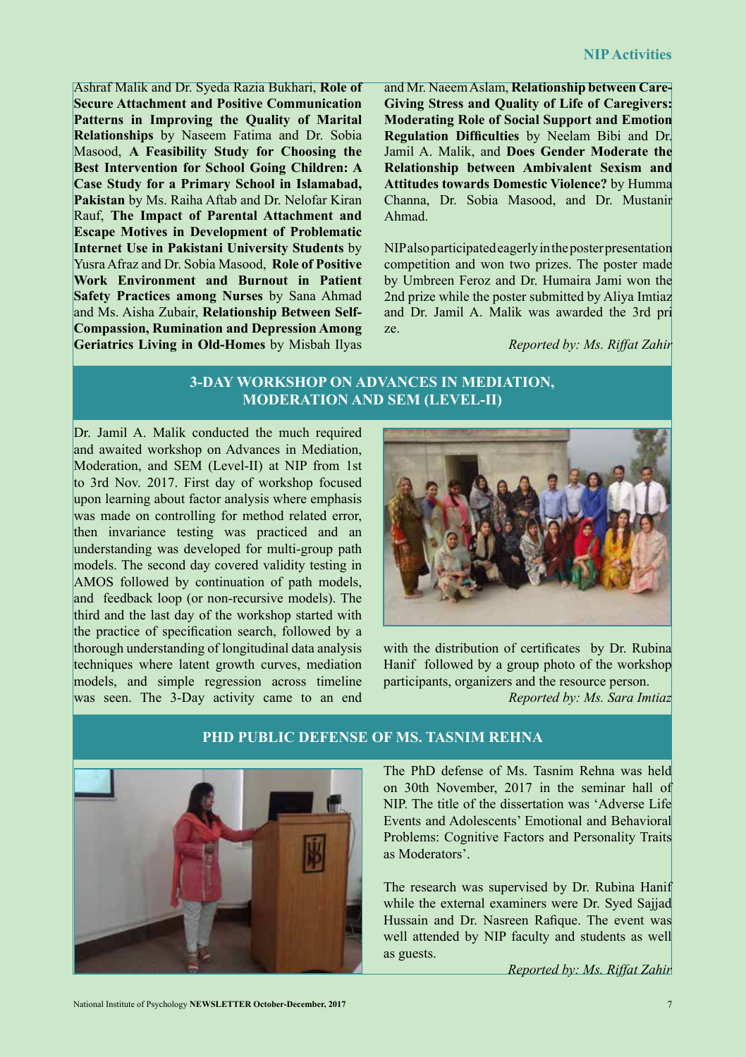Ashraf Malik and Dr. Syeda Razia Bukhari, **Role of Secure Attachment and Positive Communication Patterns in Improving the Quality of Marital Relationships** by Naseem Fatima and Dr. Sobia Masood, **A Feasibility Study for Choosing the Best Intervention for School Going Children: A Case Study for a Primary School in Islamabad, Pakistan** by Ms. Raiha Aftab and Dr. Nelofar Kiran Rauf, **The Impact of Parental Attachment and Escape Motives in Development of Problematic Internet Use in Pakistani University Students** by Yusra Afraz and Dr. Sobia Masood, **Role of Positive Work Environment and Burnout in Patient Safety Practices among Nurses** by Sana Ahmad and Ms. Aisha Zubair, **Relationship Between Self-Compassion, Rumination and Depression Among Geriatrics Living in Old-Homes** by Misbah Ilyas and Mr. Naeem Aslam, **Relationship between Care-Giving Stress and Quality of Life of Caregivers: Moderating Role of Social Support and Emotion Regulation Difficulties** by Neelam Bibi and Dr. Jamil A. Malik, and **Does Gender Moderate the Relationship between Ambivalent Sexism and Attitudes towards Domestic Violence?** by Humma Channa, Dr. Sobia Masood, and Dr. Mustanir Ahmad.

NIP also participated eagerly in the poster presentation competition and won two prizes. The poster made by Umbreen Feroz and Dr. Humaira Jami won the 2nd prize while the poster submitted by Aliya Imtiaz and Dr. Jamil A. Malik was awarded the 3rd prize.

*Reported by: Ms. Riffat Zahir*

## 3-DAY WORKSHOP ON ADVANCES IN MEDIATION, MODERATION AND SEM (LEVEL-II)

Dr. Jamil A. Malik conducted the much required and awaited workshop on Advances in Mediation, Moderation, and SEM (Level-II) at NIP from 1st to 3rd Nov. 2017. First day of workshop focused upon learning about factor analysis where emphasis was made on controlling for method related error, then invariance testing was practiced and an understanding was developed for multi-group path models. The second day covered validity testing in AMOS followed by continuation of path models, and feedback loop (or non-recursive models). The third and the last day of the workshop started with the practice of specification search, followed by a thorough understanding of longitudinal data analysis techniques where latent growth curves, mediation models, and simple regression across timeline was seen. The 3-Day activity came to an end with the distribution of certificates by Dr. Rubina Hanif followed by a group photo of the workshop participants, organizers and the resource person.

*Reported by: Ms. Sara Imtiaz*

## PHD PUBLIC DEFENSE OF MS. TASNIM REHNA

The PhD defense of Ms. Tasnim Rehna was held on 30th November, 2017 in the seminar hall of NIP. The title of the dissertation was 'Adverse Life Events and Adolescents' Emotional and Behavioral Problems: Cognitive Factors and Personality Traits as Moderators'.

The research was supervised by Dr. Rubina Hanif while the external examiners were Dr. Syed Sajjad Hussain and Dr. Nasreen Rafique. The event was well attended by NIP faculty and students as well as guests.

*Reported by: Ms. Riffat Zahir*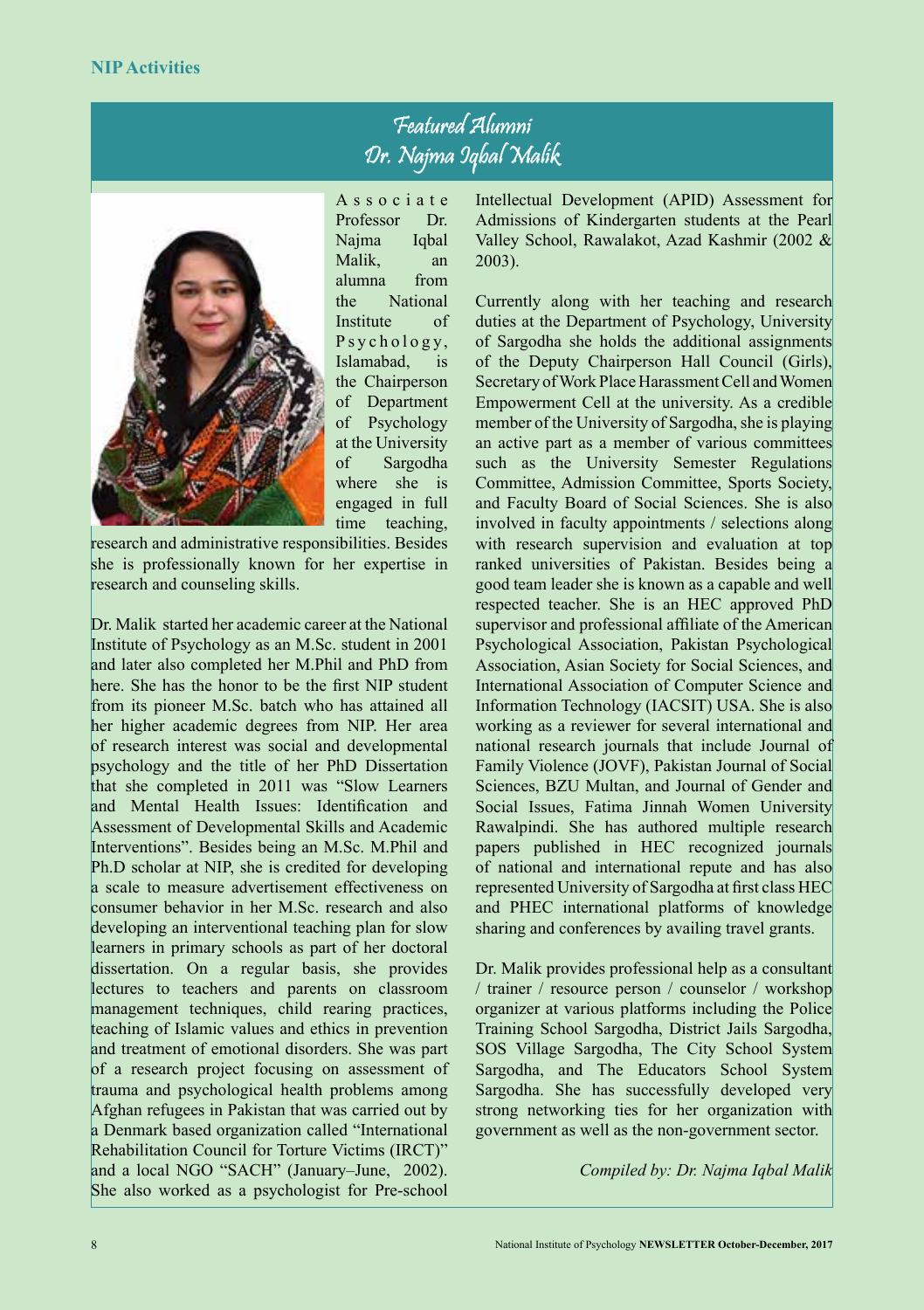## NIP Activities

# Featured Alumni
# Dr. Najma Iqbal Malik

Associate Professor Dr. Najma Iqbal Malik, an alumna from the National Institute of Psychology, Islamabad, is the Chairperson of Department of Psychology at the University of Sargodha where she is engaged in full time teaching, research and administrative responsibilities. Besides she is professionally known for her expertise in research and counseling skills.

Dr. Malik started her academic career at the National Institute of Psychology as an M.Sc. student in 2001 and later also completed her M.Phil and PhD from here. She has the honor to be the first NIP student from its pioneer M.Sc. batch who has attained all her higher academic degrees from NIP. Her area of research interest was social and developmental psychology and the title of her PhD Dissertation that she completed in 2011 was "Slow Learners and Mental Health Issues: Identification and Assessment of Developmental Skills and Academic Interventions". Besides being an M.Sc. M.Phil and Ph.D scholar at NIP, she is credited for developing a scale to measure advertisement effectiveness on consumer behavior in her M.Sc. research and also developing an interventional teaching plan for slow learners in primary schools as part of her doctoral dissertation. On a regular basis, she provides lectures to teachers and parents on classroom management techniques, child rearing practices, teaching of Islamic values and ethics in prevention and treatment of emotional disorders. She was part of a research project focusing on assessment of trauma and psychological health problems among Afghan refugees in Pakistan that was carried out by a Denmark based organization called "International Rehabilitation Council for Torture Victims (IRCT)" and a local NGO "SACH" (January–June, 2002). She also worked as a psychologist for Pre-school Intellectual Development (APID) Assessment for Admissions of Kindergarten students at the Pearl Valley School, Rawalakot, Azad Kashmir (2002 & 2003).

Currently along with her teaching and research duties at the Department of Psychology, University of Sargodha she holds the additional assignments of the Deputy Chairperson Hall Council (Girls), Secretary of Work Place Harassment Cell and Women Empowerment Cell at the university. As a credible member of the University of Sargodha, she is playing an active part as a member of various committees such as the University Semester Regulations Committee, Admission Committee, Sports Society, and Faculty Board of Social Sciences. She is also involved in faculty appointments / selections along with research supervision and evaluation at top ranked universities of Pakistan. Besides being a good team leader she is known as a capable and well respected teacher. She is an HEC approved PhD supervisor and professional affiliate of the American Psychological Association, Pakistan Psychological Association, Asian Society for Social Sciences, and International Association of Computer Science and Information Technology (IACSIT) USA. She is also working as a reviewer for several international and national research journals that include Journal of Family Violence (JOVF), Pakistan Journal of Social Sciences, BZU Multan, and Journal of Gender and Social Issues, Fatima Jinnah Women University Rawalpindi. She has authored multiple research papers published in HEC recognized journals of national and international repute and has also represented University of Sargodha at first class HEC and PHEC international platforms of knowledge sharing and conferences by availing travel grants.

Dr. Malik provides professional help as a consultant / trainer / resource person / counselor / workshop organizer at various platforms including the Police Training School Sargodha, District Jails Sargodha, SOS Village Sargodha, The City School System Sargodha, and The Educators School System Sargodha. She has successfully developed very strong networking ties for her organization with government as well as the non-government sector.

*Compiled by: Dr. Najma Iqbal Malik*